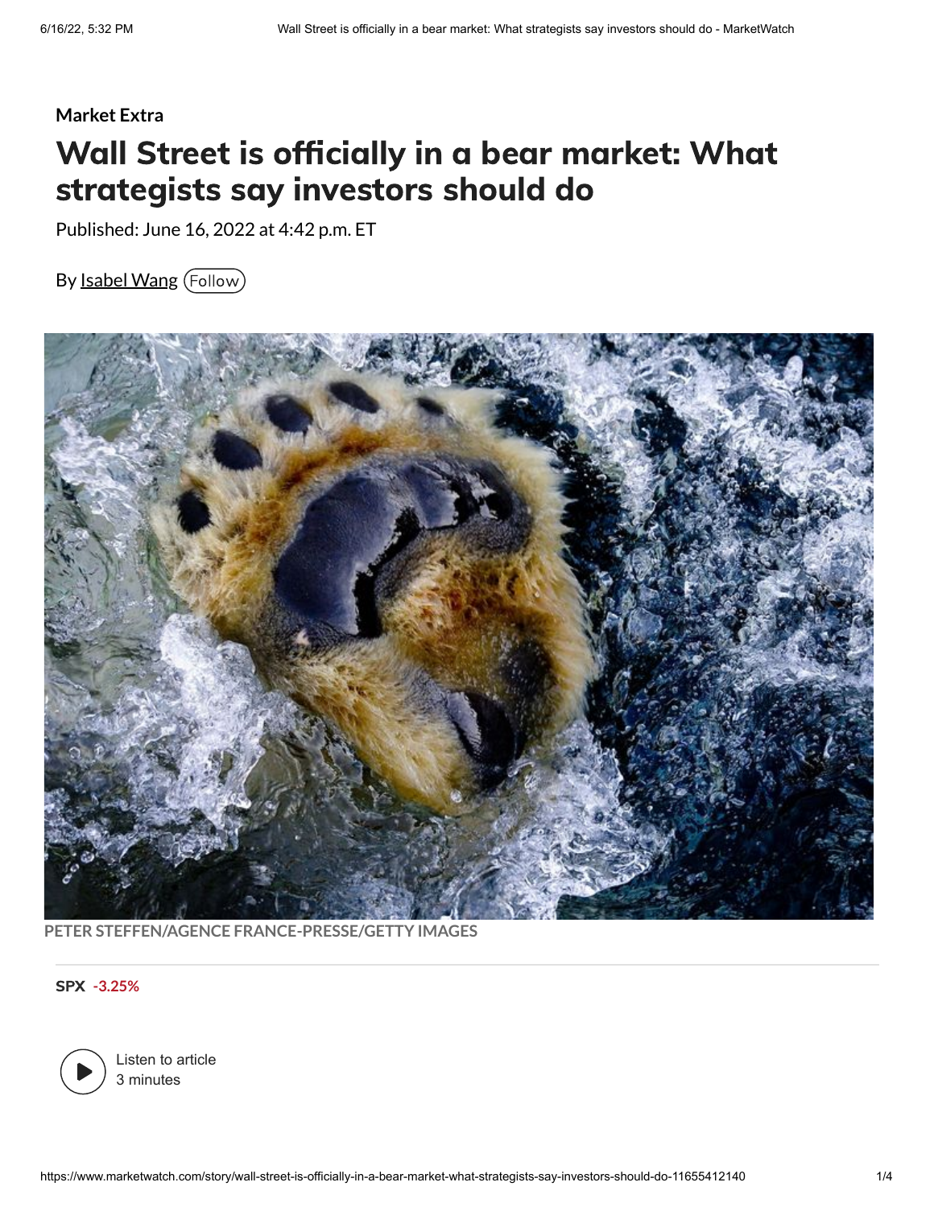Market Extra

# Wall Street is officially in a bear market: What strategists say investors should do

Published: June 16, 2022 at 4:42 p.m. ET

By Isabel Wang Follow

PETER STEFFEN/AGENCE FRANCE-PRESSE/GETTY IMAGES

**SPX** -3.25%

Listen to article
3 minutes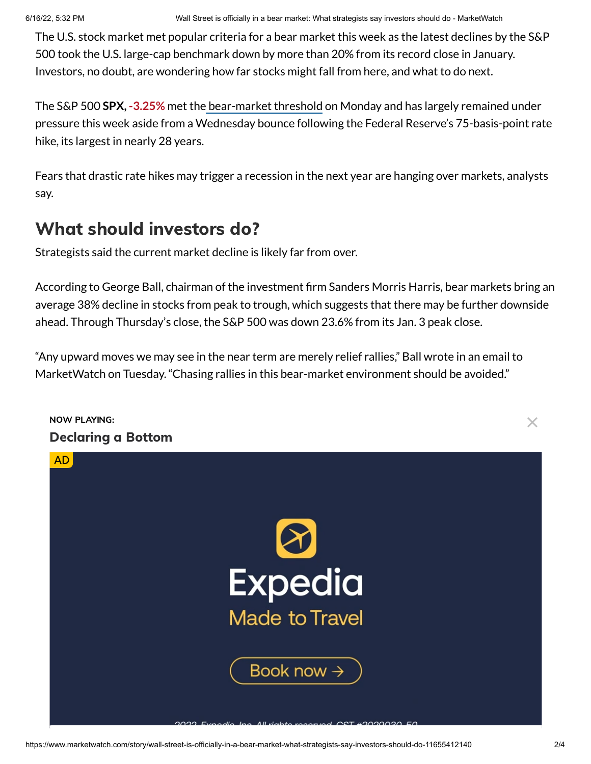The U.S. stock market met popular criteria for a bear market this week as the latest declines by the S&P 500 took the U.S. large-cap benchmark down by more than 20% from its record close in January. Investors, no doubt, are wondering how far stocks might fall from here, and what to do next.

The S&P 500 **SPX, -3.25%** met the bear-market threshold on Monday and has largely remained under pressure this week aside from a Wednesday bounce following the Federal Reserve's 75-basis-point rate hike, its largest in nearly 28 years.

Fears that drastic rate hikes may trigger a recession in the next year are hanging over markets, analysts say.

## What should investors do?

Strategists said the current market decline is likely far from over.

According to George Ball, chairman of the investment firm Sanders Morris Harris, bear markets bring an average 38% decline in stocks from peak to trough, which suggests that there may be further downside ahead. Through Thursday's close, the S&P 500 was down 23.6% from its Jan. 3 peak close.

"Any upward moves we may see in the near term are merely relief rallies," Ball wrote in an email to MarketWatch on Tuesday. "Chasing rallies in this bear-market environment should be avoided."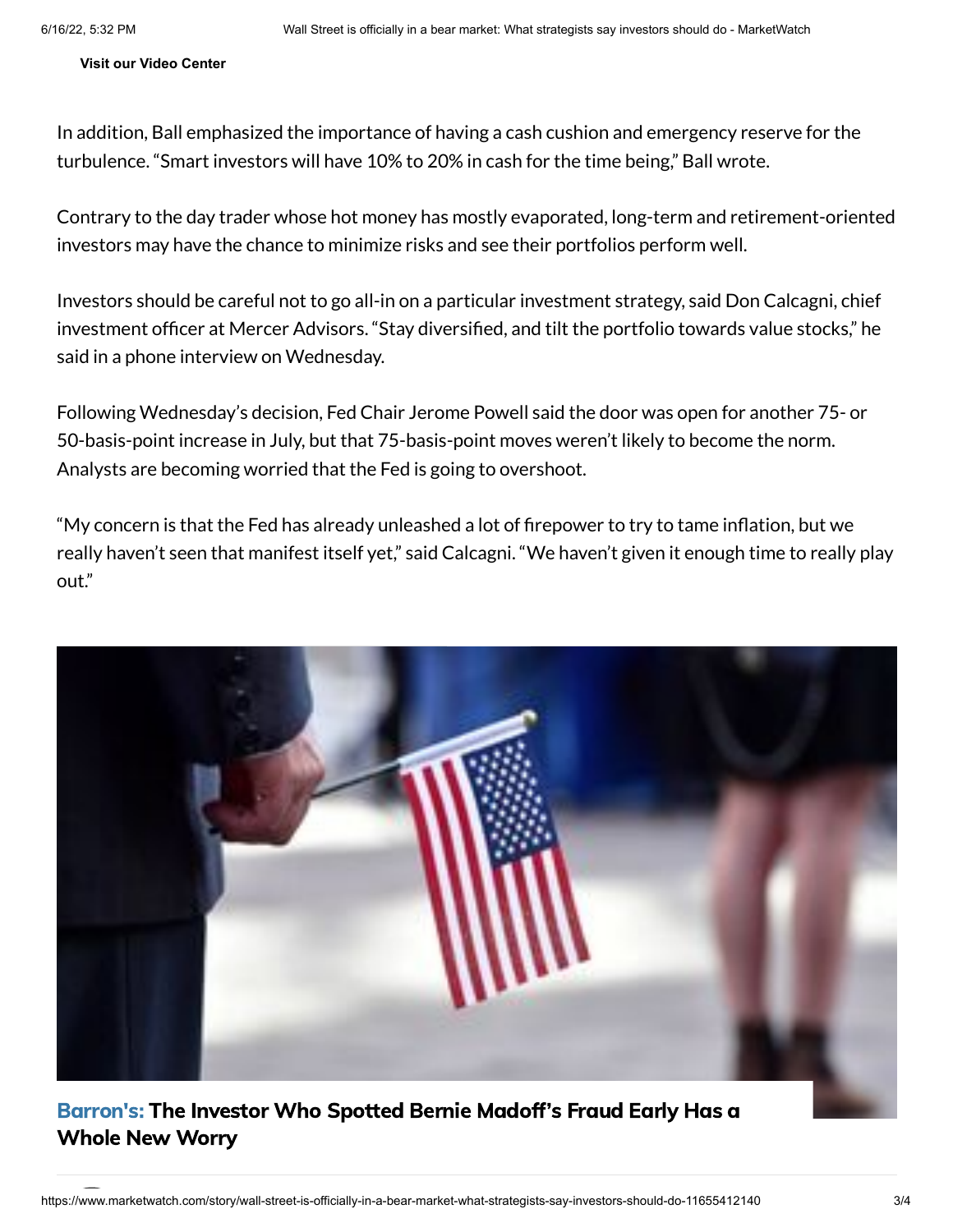**Visit our Video Center**

In addition, Ball emphasized the importance of having a cash cushion and emergency reserve for the turbulence. "Smart investors will have 10% to 20% in cash for the time being," Ball wrote.

Contrary to the day trader whose hot money has mostly evaporated, long-term and retirement-oriented investors may have the chance to minimize risks and see their portfolios perform well.

Investors should be careful not to go all-in on a particular investment strategy, said Don Calcagni, chief investment officer at Mercer Advisors. "Stay diversified, and tilt the portfolio towards value stocks," he said in a phone interview on Wednesday.

Following Wednesday's decision, Fed Chair Jerome Powell said the door was open for another 75- or 50-basis-point increase in July, but that 75-basis-point moves weren't likely to become the norm. Analysts are becoming worried that the Fed is going to overshoot.

"My concern is that the Fed has already unleashed a lot of firepower to try to tame inflation, but we really haven't seen that manifest itself yet," said Calcagni. "We haven't given it enough time to really play out."

**Barron's: The Investor Who Spotted Bernie Madoff's Fraud Early Has a Whole New Worry**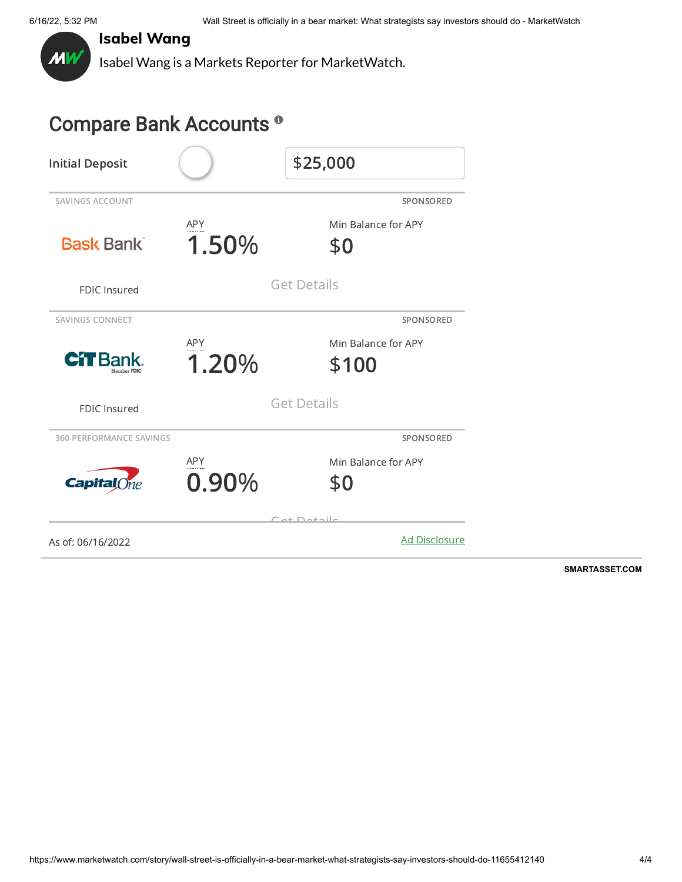**Isabel Wang**

Isabel Wang is a Markets Reporter for MarketWatch.

## Compare Bank Accounts

Initial Deposit $25,000

SAVINGS ACCOUNT — SPONSORED

Bask Bank

APY 1.50%

Min Balance for APY $0

FDIC Insured

Get Details

SAVINGS CONNECT — SPONSORED

CIT Bank Member FDIC

APY 1.20%

Min Balance for APY $100

FDIC Insured

Get Details

360 PERFORMANCE SAVINGS — SPONSORED

Capital One

APY 0.90%

Min Balance for APY $0

Get Details

As of: 06/16/2022

Ad Disclosure

SMARTASSET.COM